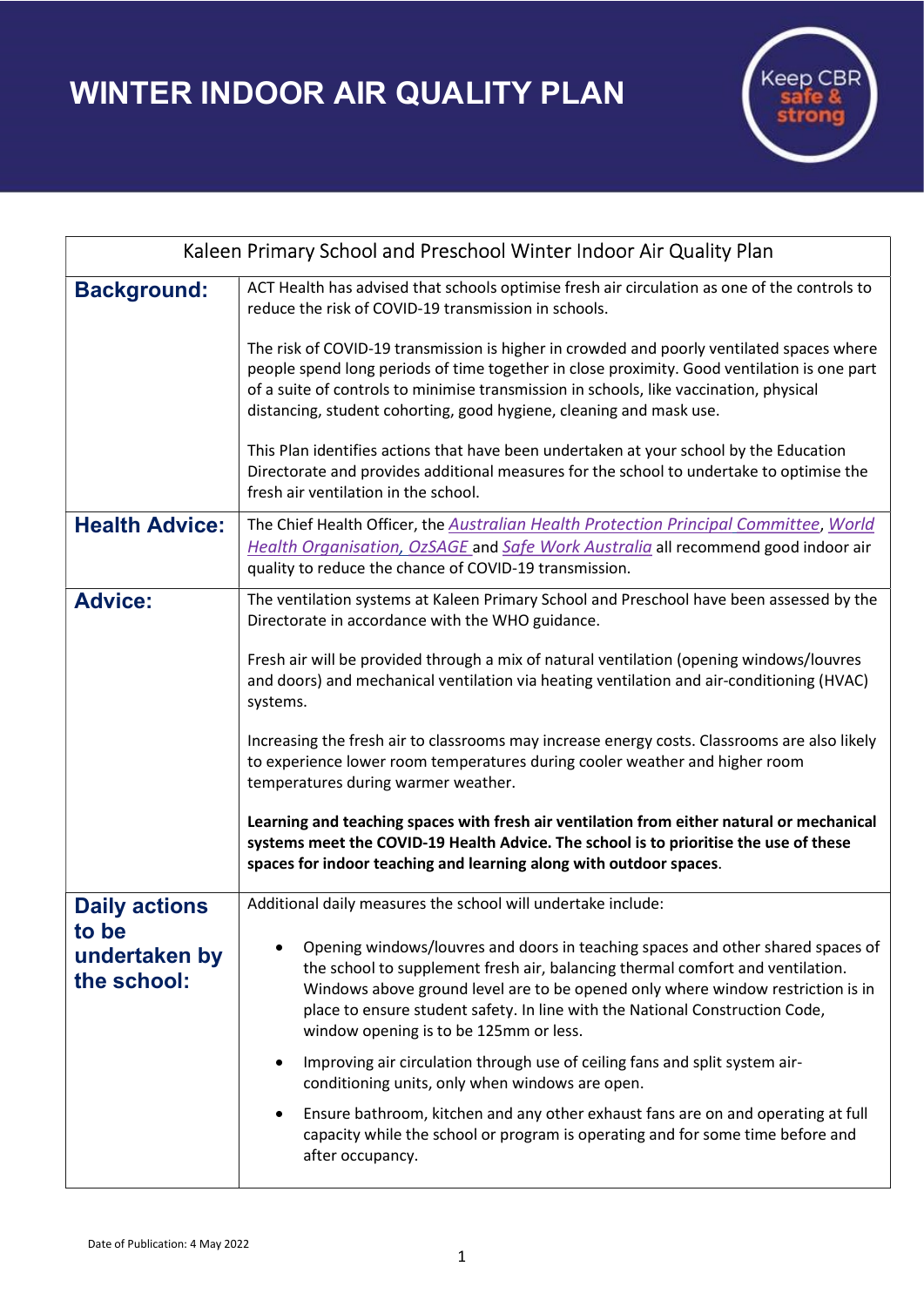# WINTER INDOOR AIR QUALITY PLAN

Keep CBR safe & strong

| Kaleen Primary School and Preschool Winter Indoor Air Quality Plan | |
|---|---|
| **Background:** | ACT Health has advised that schools optimise fresh air circulation as one of the controls to reduce the risk of COVID-19 transmission in schools.<br><br>The risk of COVID-19 transmission is higher in crowded and poorly ventilated spaces where people spend long periods of time together in close proximity. Good ventilation is one part of a suite of controls to minimise transmission in schools, like vaccination, physical distancing, student cohorting, good hygiene, cleaning and mask use.<br><br>This Plan identifies actions that have been undertaken at your school by the Education Directorate and provides additional measures for the school to undertake to optimise the fresh air ventilation in the school. |
| **Health Advice:** | The Chief Health Officer, the *Australian Health Protection Principal Committee*, *World Health Organisation, OzSAGE* and *Safe Work Australia* all recommend good indoor air quality to reduce the chance of COVID-19 transmission. |
| **Advice:** | The ventilation systems at Kaleen Primary School and Preschool have been assessed by the Directorate in accordance with the WHO guidance.<br><br>Fresh air will be provided through a mix of natural ventilation (opening windows/louvres and doors) and mechanical ventilation via heating ventilation and air-conditioning (HVAC) systems.<br><br>Increasing the fresh air to classrooms may increase energy costs. Classrooms are also likely to experience lower room temperatures during cooler weather and higher room temperatures during warmer weather.<br><br>**Learning and teaching spaces with fresh air ventilation from either natural or mechanical systems meet the COVID-19 Health Advice. The school is to prioritise the use of these spaces for indoor teaching and learning along with outdoor spaces**. |
| **Daily actions to be undertaken by the school:** | Additional daily measures the school will undertake include:<br><br>• Opening windows/louvres and doors in teaching spaces and other shared spaces of the school to supplement fresh air, balancing thermal comfort and ventilation. Windows above ground level are to be opened only where window restriction is in place to ensure student safety. In line with the National Construction Code, window opening is to be 125mm or less.<br><br>• Improving air circulation through use of ceiling fans and split system air-conditioning units, only when windows are open.<br><br>• Ensure bathroom, kitchen and any other exhaust fans are on and operating at full capacity while the school or program is operating and for some time before and after occupancy. |

Date of Publication: 4 May 2022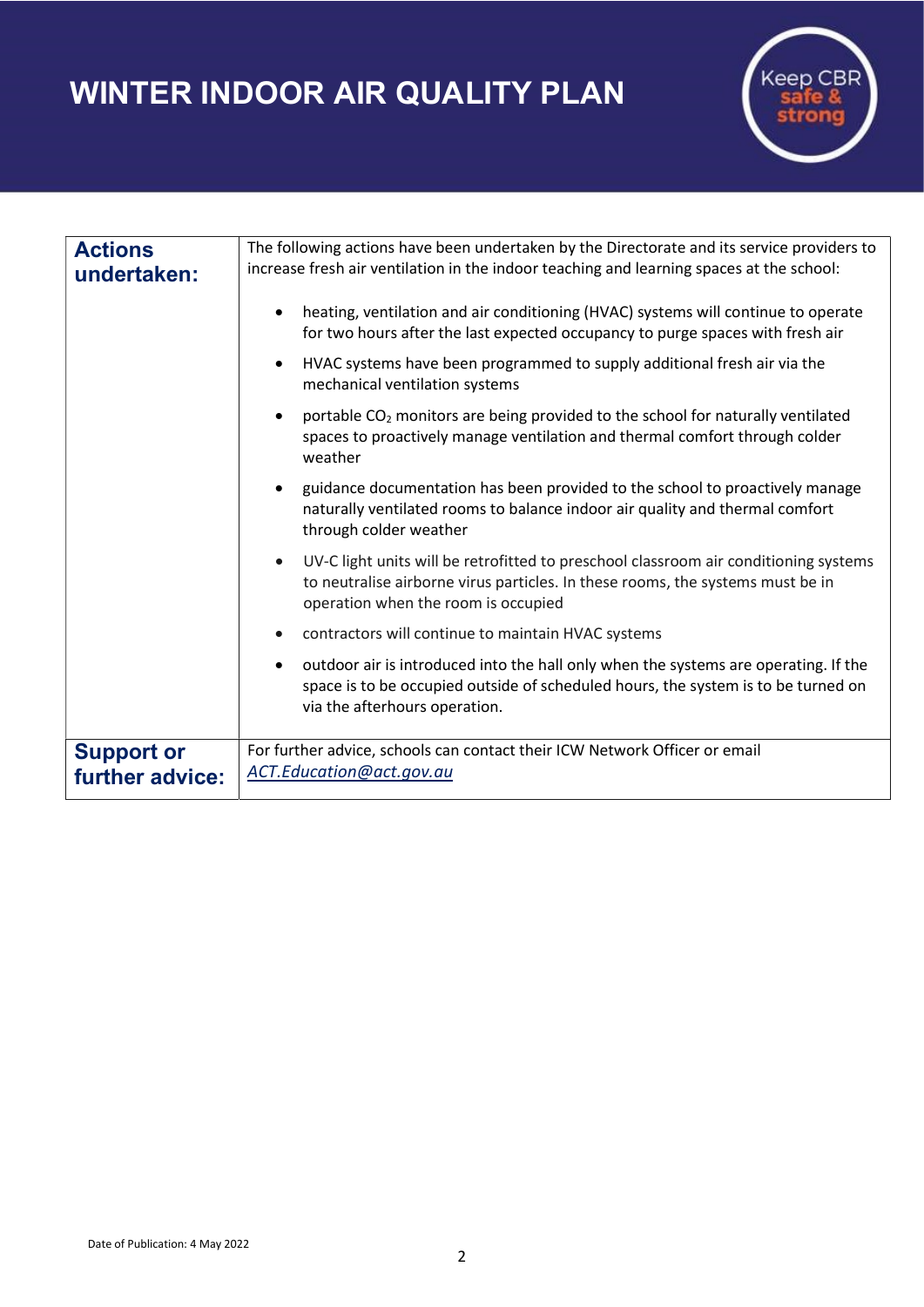# WINTER INDOOR AIR QUALITY PLAN

Keep CBR safe & strong

| | |
|---|---|
| **Actions undertaken:** | The following actions have been undertaken by the Directorate and its service providers to increase fresh air ventilation in the indoor teaching and learning spaces at the school:<br><br>• heating, ventilation and air conditioning (HVAC) systems will continue to operate for two hours after the last expected occupancy to purge spaces with fresh air<br>• HVAC systems have been programmed to supply additional fresh air via the mechanical ventilation systems<br>• portable $CO_2$ monitors are being provided to the school for naturally ventilated spaces to proactively manage ventilation and thermal comfort through colder weather<br>• guidance documentation has been provided to the school to proactively manage naturally ventilated rooms to balance indoor air quality and thermal comfort through colder weather<br>• UV-C light units will be retrofitted to preschool classroom air conditioning systems to neutralise airborne virus particles. In these rooms, the systems must be in operation when the room is occupied<br>• contractors will continue to maintain HVAC systems<br>• outdoor air is introduced into the hall only when the systems are operating. If the space is to be occupied outside of scheduled hours, the system is to be turned on via the afterhours operation. |
| **Support or further advice:** | For further advice, schools can contact their ICW Network Officer or email *ACT.Education@act.gov.au* |

Date of Publication: 4 May 2022